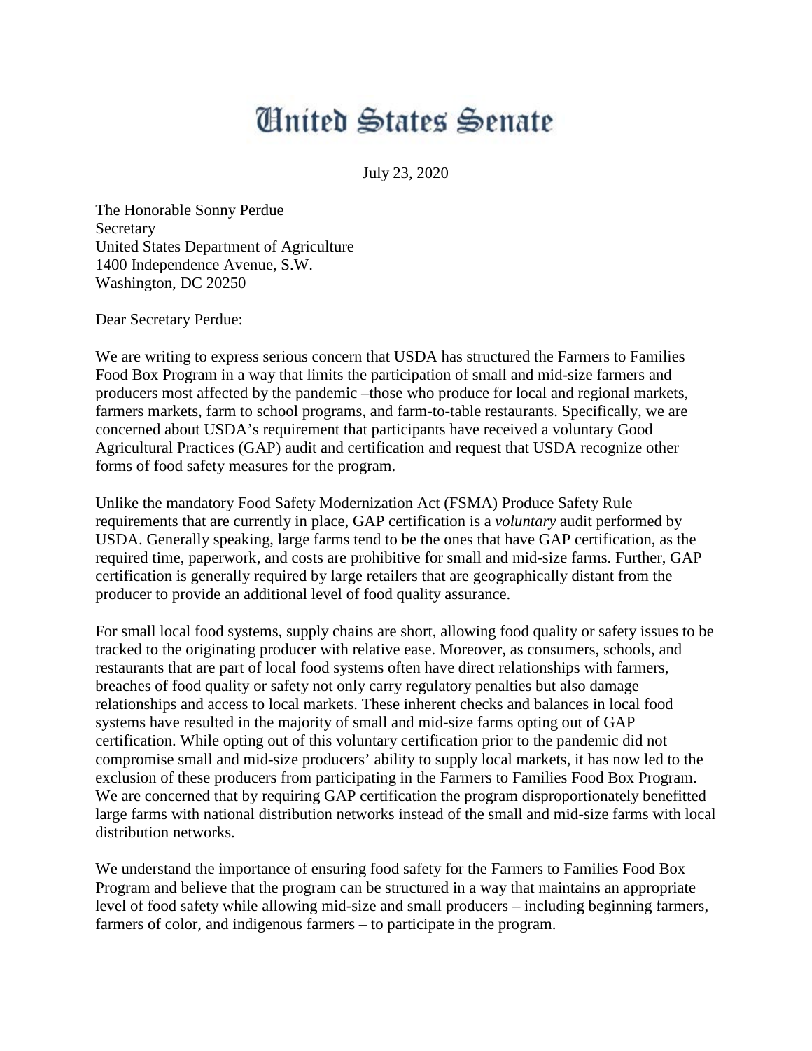# United States Senate

July 23, 2020

The Honorable Sonny Perdue
Secretary
United States Department of Agriculture
1400 Independence Avenue, S.W.
Washington, DC 20250

Dear Secretary Perdue:

We are writing to express serious concern that USDA has structured the Farmers to Families Food Box Program in a way that limits the participation of small and mid-size farmers and producers most affected by the pandemic –those who produce for local and regional markets, farmers markets, farm to school programs, and farm-to-table restaurants. Specifically, we are concerned about USDA's requirement that participants have received a voluntary Good Agricultural Practices (GAP) audit and certification and request that USDA recognize other forms of food safety measures for the program.

Unlike the mandatory Food Safety Modernization Act (FSMA) Produce Safety Rule requirements that are currently in place, GAP certification is a *voluntary* audit performed by USDA. Generally speaking, large farms tend to be the ones that have GAP certification, as the required time, paperwork, and costs are prohibitive for small and mid-size farms. Further, GAP certification is generally required by large retailers that are geographically distant from the producer to provide an additional level of food quality assurance.

For small local food systems, supply chains are short, allowing food quality or safety issues to be tracked to the originating producer with relative ease. Moreover, as consumers, schools, and restaurants that are part of local food systems often have direct relationships with farmers, breaches of food quality or safety not only carry regulatory penalties but also damage relationships and access to local markets. These inherent checks and balances in local food systems have resulted in the majority of small and mid-size farms opting out of GAP certification. While opting out of this voluntary certification prior to the pandemic did not compromise small and mid-size producers' ability to supply local markets, it has now led to the exclusion of these producers from participating in the Farmers to Families Food Box Program. We are concerned that by requiring GAP certification the program disproportionately benefitted large farms with national distribution networks instead of the small and mid-size farms with local distribution networks.

We understand the importance of ensuring food safety for the Farmers to Families Food Box Program and believe that the program can be structured in a way that maintains an appropriate level of food safety while allowing mid-size and small producers – including beginning farmers, farmers of color, and indigenous farmers – to participate in the program.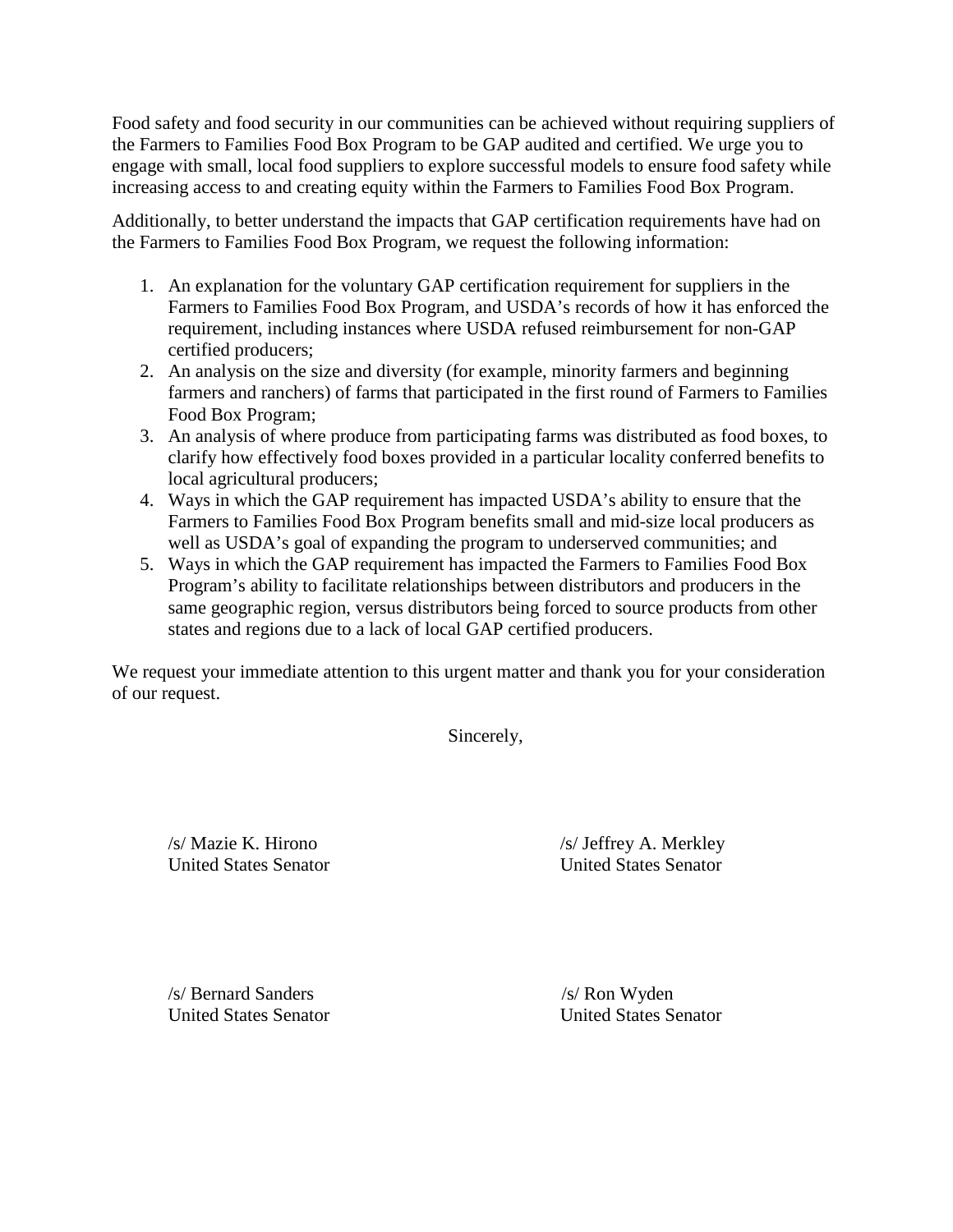Food safety and food security in our communities can be achieved without requiring suppliers of the Farmers to Families Food Box Program to be GAP audited and certified. We urge you to engage with small, local food suppliers to explore successful models to ensure food safety while increasing access to and creating equity within the Farmers to Families Food Box Program.

Additionally, to better understand the impacts that GAP certification requirements have had on the Farmers to Families Food Box Program, we request the following information:

1. An explanation for the voluntary GAP certification requirement for suppliers in the Farmers to Families Food Box Program, and USDA's records of how it has enforced the requirement, including instances where USDA refused reimbursement for non-GAP certified producers;
2. An analysis on the size and diversity (for example, minority farmers and beginning farmers and ranchers) of farms that participated in the first round of Farmers to Families Food Box Program;
3. An analysis of where produce from participating farms was distributed as food boxes, to clarify how effectively food boxes provided in a particular locality conferred benefits to local agricultural producers;
4. Ways in which the GAP requirement has impacted USDA's ability to ensure that the Farmers to Families Food Box Program benefits small and mid-size local producers as well as USDA's goal of expanding the program to underserved communities; and
5. Ways in which the GAP requirement has impacted the Farmers to Families Food Box Program's ability to facilitate relationships between distributors and producers in the same geographic region, versus distributors being forced to source products from other states and regions due to a lack of local GAP certified producers.

We request your immediate attention to this urgent matter and thank you for your consideration of our request.

Sincerely,

/s/ Mazie K. Hirono
United States Senator

/s/ Jeffrey A. Merkley
United States Senator

/s/ Bernard Sanders
United States Senator

/s/ Ron Wyden
United States Senator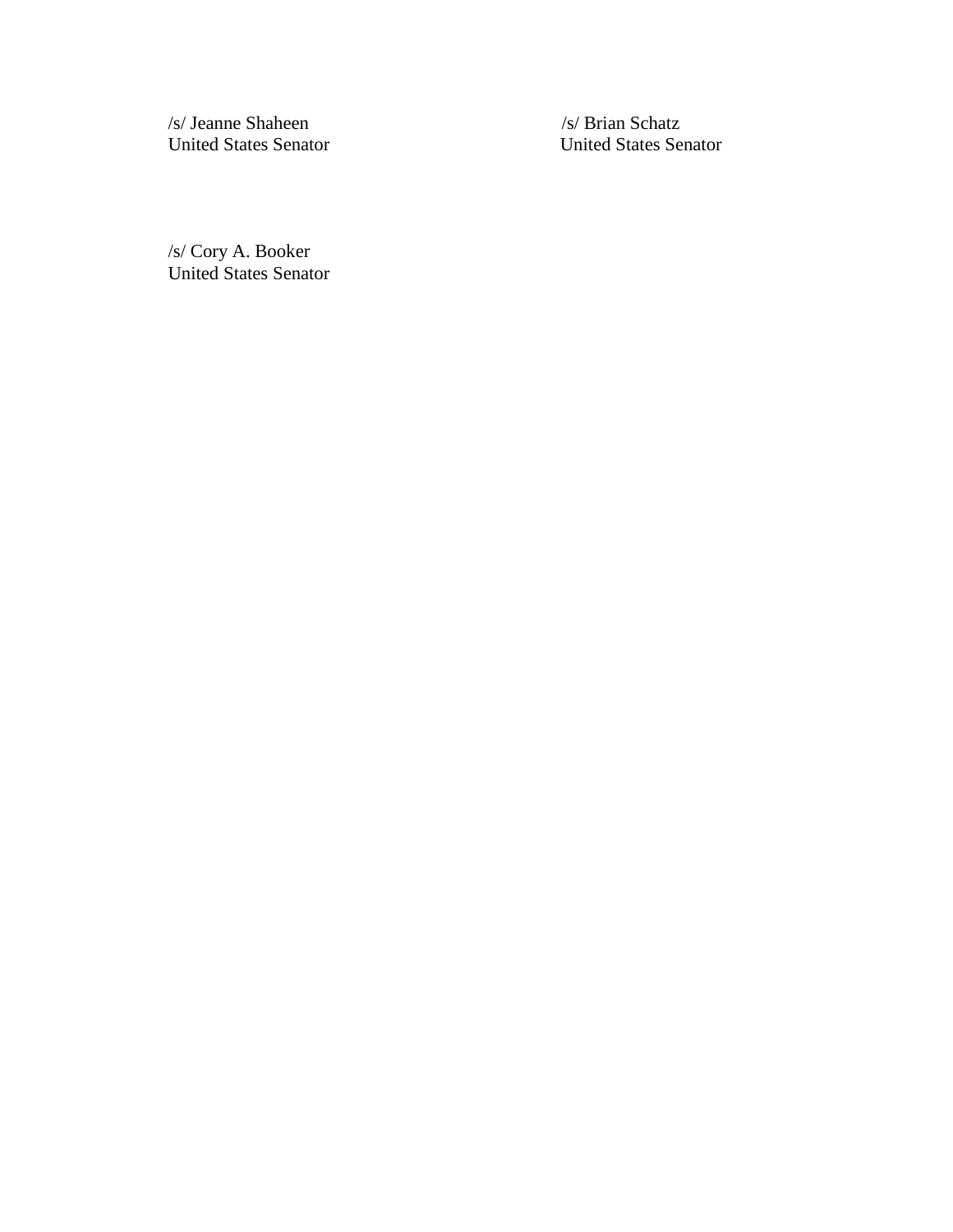/s/ Jeanne Shaheen
United States Senator

/s/ Brian Schatz
United States Senator

/s/ Cory A. Booker
United States Senator